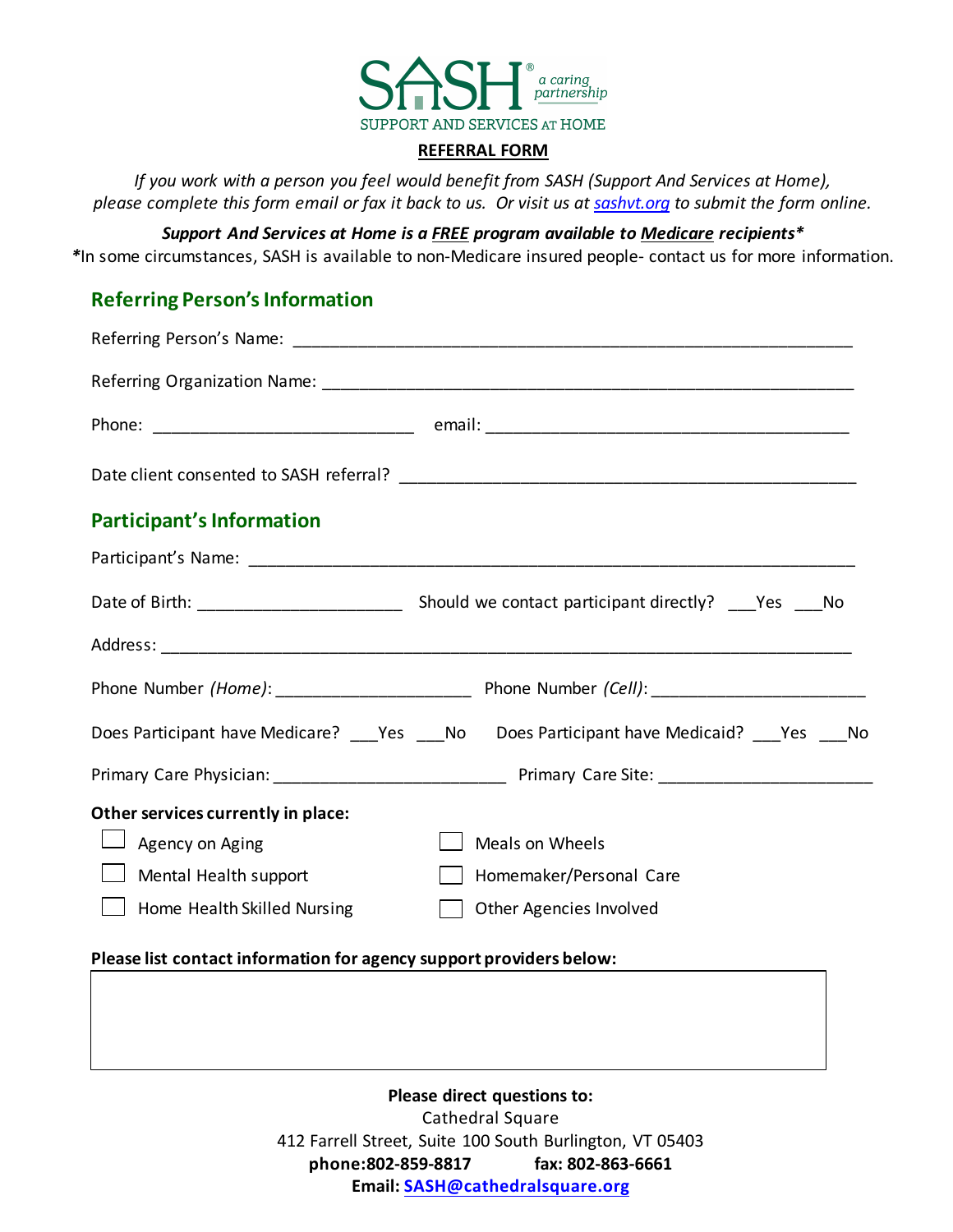SASH® a caring partnership

SUPPORT AND SERVICES AT HOME

**REFERRAL FORM**

*If you work with a person you feel would benefit from SASH (Support And Services at Home), please complete this form email or fax it back to us. Or visit us at [sashvt.org](sashvt.org) to submit the form online.*

***Support And Services at Home is a FREE program available to Medicare recipients****

***In some circumstances, SASH is available to non-Medicare insured people- contact us for more information.**

## Referring Person's Information

Referring Person's Name: ____________________________________________________________

Referring Organization Name: _________________________________________________________

Phone: ____________________________ email: _______________________________________

Date client consented to SASH referral? _________________________________________________

## Participant's Information

Participant's Name: __________________________________________________________________

Date of Birth: ______________________ Should we contact participant directly? ___Yes ___No

Address: ___________________________________________________________________________

Phone Number *(Home)*: _____________________ Phone Number *(Cell)*: _______________________

Does Participant have Medicare? ___Yes ___No Does Participant have Medicaid? ___Yes ___No

Primary Care Physician: _________________________ Primary Care Site: _______________________

**Other services currently in place:**

- ☐ Agency on Aging
- ☐ Meals on Wheels
- ☐ Mental Health support
- ☐ Homemaker/Personal Care
- ☐ Home Health Skilled Nursing
- ☐ Other Agencies Involved

**Please list contact information for agency support providers below:**

**Please direct questions to:**

Cathedral Square

412 Farrell Street, Suite 100 South Burlington, VT 05403

**phone:802-859-8817 fax: 802-863-6661**

**Email: SASH@cathedralsquare.org**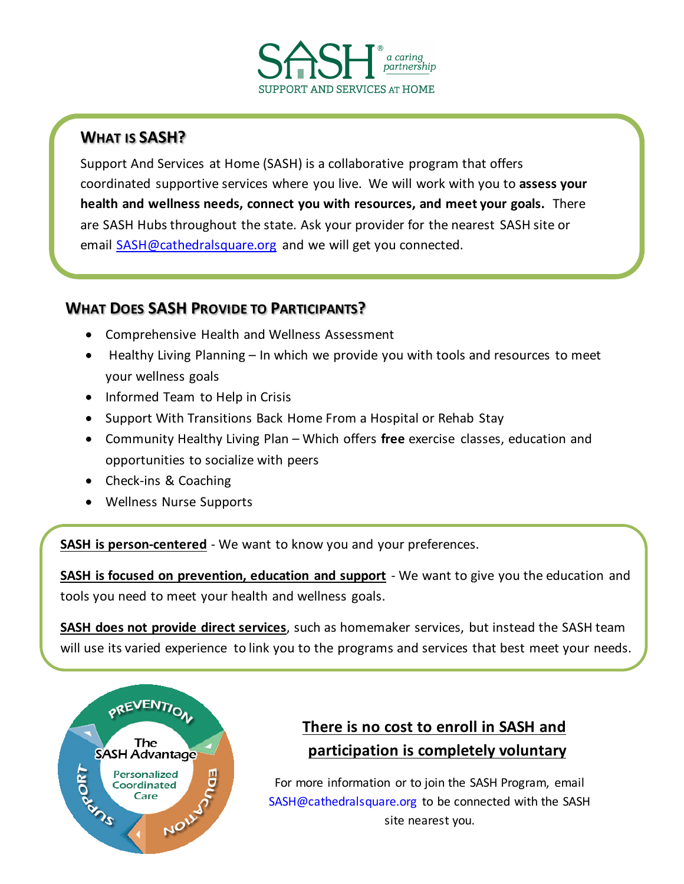SASH® a caring partnership

SUPPORT AND SERVICES AT HOME

## WHAT IS SASH?

Support And Services at Home (SASH) is a collaborative program that offers coordinated supportive services where you live. We will work with you to **assess your health and wellness needs, connect you with resources, and meet your goals.** There are SASH Hubs throughout the state. Ask your provider for the nearest SASH site or email SASH@cathedralsquare.org and we will get you connected.

## WHAT DOES SASH PROVIDE TO PARTICIPANTS?

- Comprehensive Health and Wellness Assessment
- Healthy Living Planning – In which we provide you with tools and resources to meet your wellness goals
- Informed Team to Help in Crisis
- Support With Transitions Back Home From a Hospital or Rehab Stay
- Community Healthy Living Plan – Which offers **free** exercise classes, education and opportunities to socialize with peers
- Check-ins & Coaching
- Wellness Nurse Supports

**SASH is person-centered** - We want to know you and your preferences.

**SASH is focused on prevention, education and support** - We want to give you the education and tools you need to meet your health and wellness goals.

**SASH does not provide direct services**, such as homemaker services, but instead the SASH team will use its varied experience to link you to the programs and services that best meet your needs.

PREVENTION
EDUCATION
SUPPORT
The SASH Advantage
Personalized Coordinated Care

**There is no cost to enroll in SASH and participation is completely voluntary**

For more information or to join the SASH Program, email SASH@cathedralsquare.org to be connected with the SASH site nearest you.